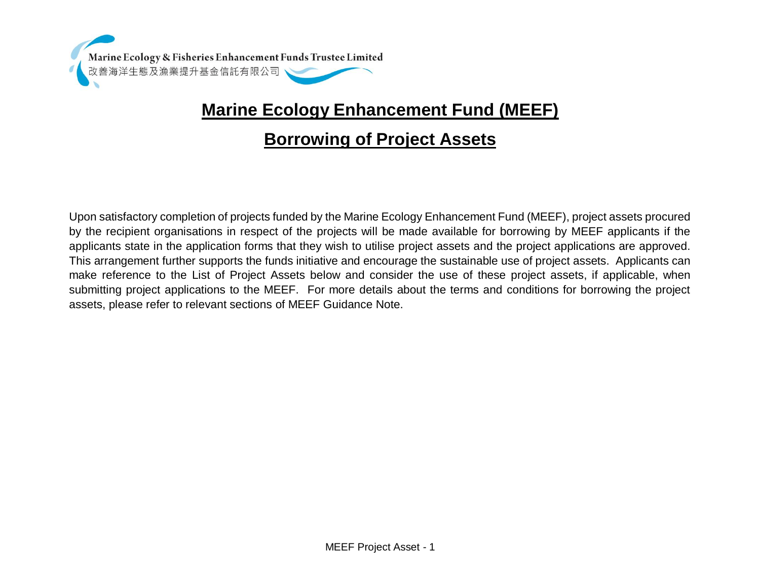Marine Ecology & Fisheries Enhancement Funds Trustee Limited
改善海洋生態及漁業提升基金信託有限公司

# Marine Ecology Enhancement Fund (MEEF)

## Borrowing of Project Assets

Upon satisfactory completion of projects funded by the Marine Ecology Enhancement Fund (MEEF), project assets procured by the recipient organisations in respect of the projects will be made available for borrowing by MEEF applicants if the applicants state in the application forms that they wish to utilise project assets and the project applications are approved. This arrangement further supports the funds initiative and encourage the sustainable use of project assets. Applicants can make reference to the List of Project Assets below and consider the use of these project assets, if applicable, when submitting project applications to the MEEF. For more details about the terms and conditions for borrowing the project assets, please refer to relevant sections of MEEF Guidance Note.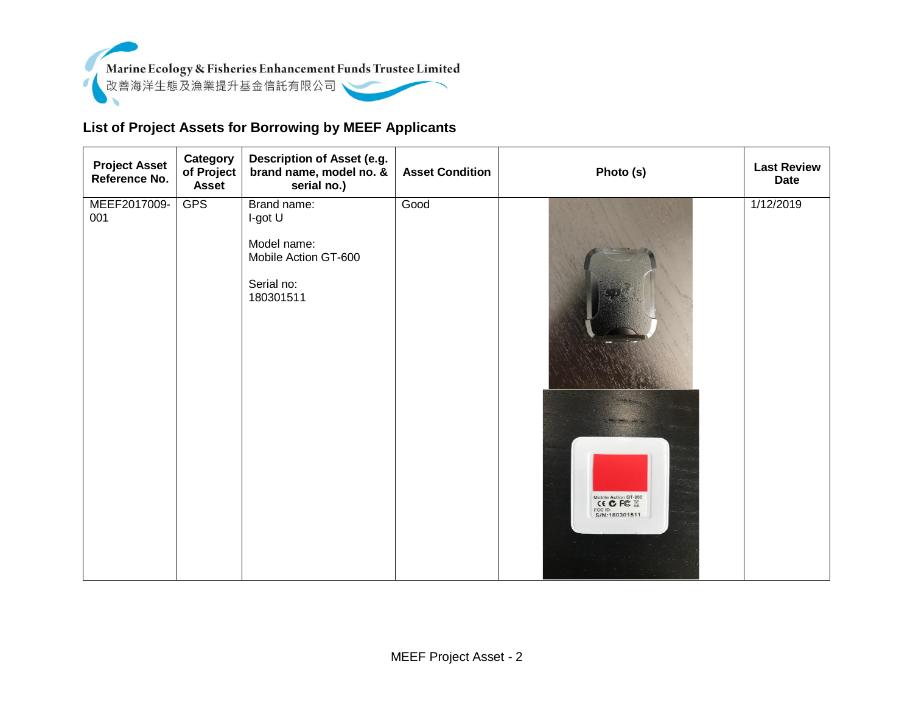## List of Project Assets for Borrowing by MEEF Applicants

| Project Asset Reference No. | Category of Project Asset | Description of Asset (e.g. brand name, model no. & serial no.) | Asset Condition | Photo (s) | Last Review Date |
|---|---|---|---|---|---|
| MEEF2017009-001 | GPS | Brand name: I-got U<br><br>Model name: Mobile Action GT-600<br><br>Serial no: 180301511 | Good | | 1/12/2019 |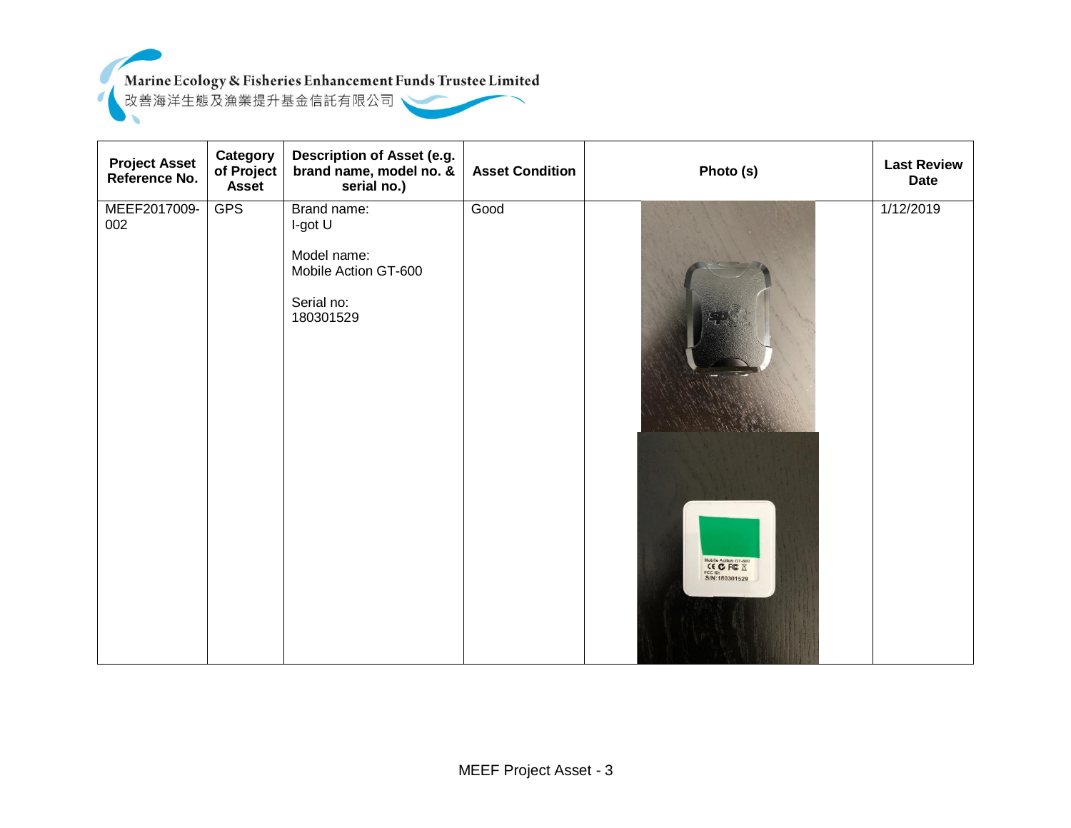| Project Asset Reference No. | Category of Project Asset | Description of Asset (e.g. brand name, model no. & serial no.) | Asset Condition | Photo (s) | Last Review Date |
|---|---|---|---|---|---|
| MEEF2017009-002 | GPS | Brand name: I-got U<br><br>Model name: Mobile Action GT-600<br><br>Serial no: 180301529 | Good | | 1/12/2019 |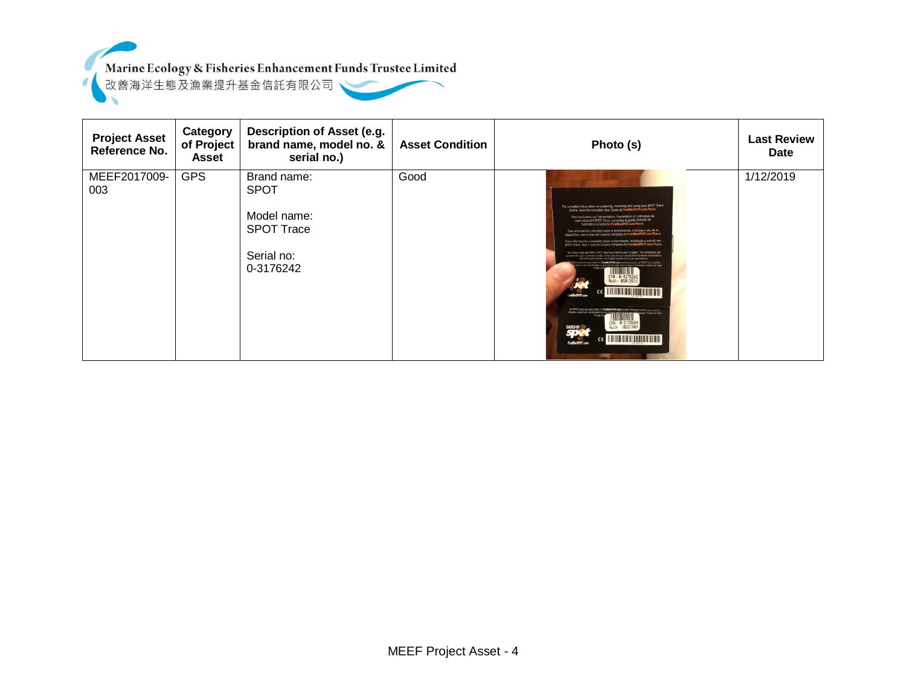Marine Ecology & Fisheries Enhancement Funds Trustee Limited
改善海洋生態及漁業提升基金信託有限公司

| Project Asset Reference No. | Category of Project Asset | Description of Asset (e.g. brand name, model no. & serial no.) | Asset Condition | Photo (s) | Last Review Date |
| --- | --- | --- | --- | --- | --- |
| MEEF2017009-003 | GPS | Brand name: SPOT<br><br>Model name: SPOT Trace<br><br>Serial no: 0-3176242 | Good | | 1/12/2019 |

MEEF Project Asset - 4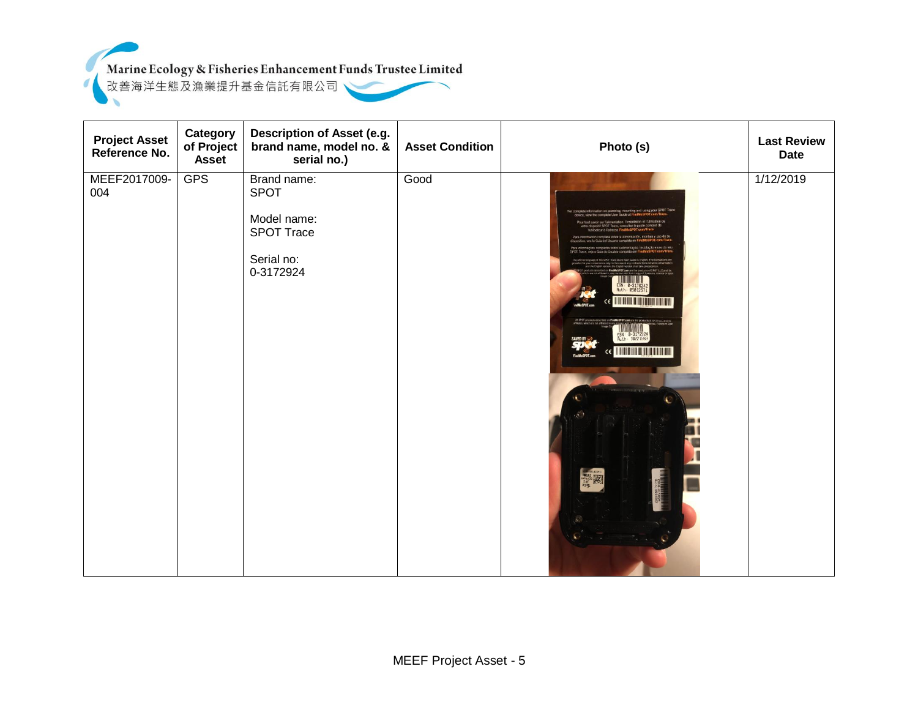| Project Asset Reference No. | Category of Project Asset | Description of Asset (e.g. brand name, model no. & serial no.) | Asset Condition | Photo (s) | Last Review Date |
|---|---|---|---|---|---|
| MEEF2017009-004 | GPS | Brand name: SPOT<br><br>Model name: SPOT Trace<br><br>Serial no: 0-3172924 | Good | | 1/12/2019 |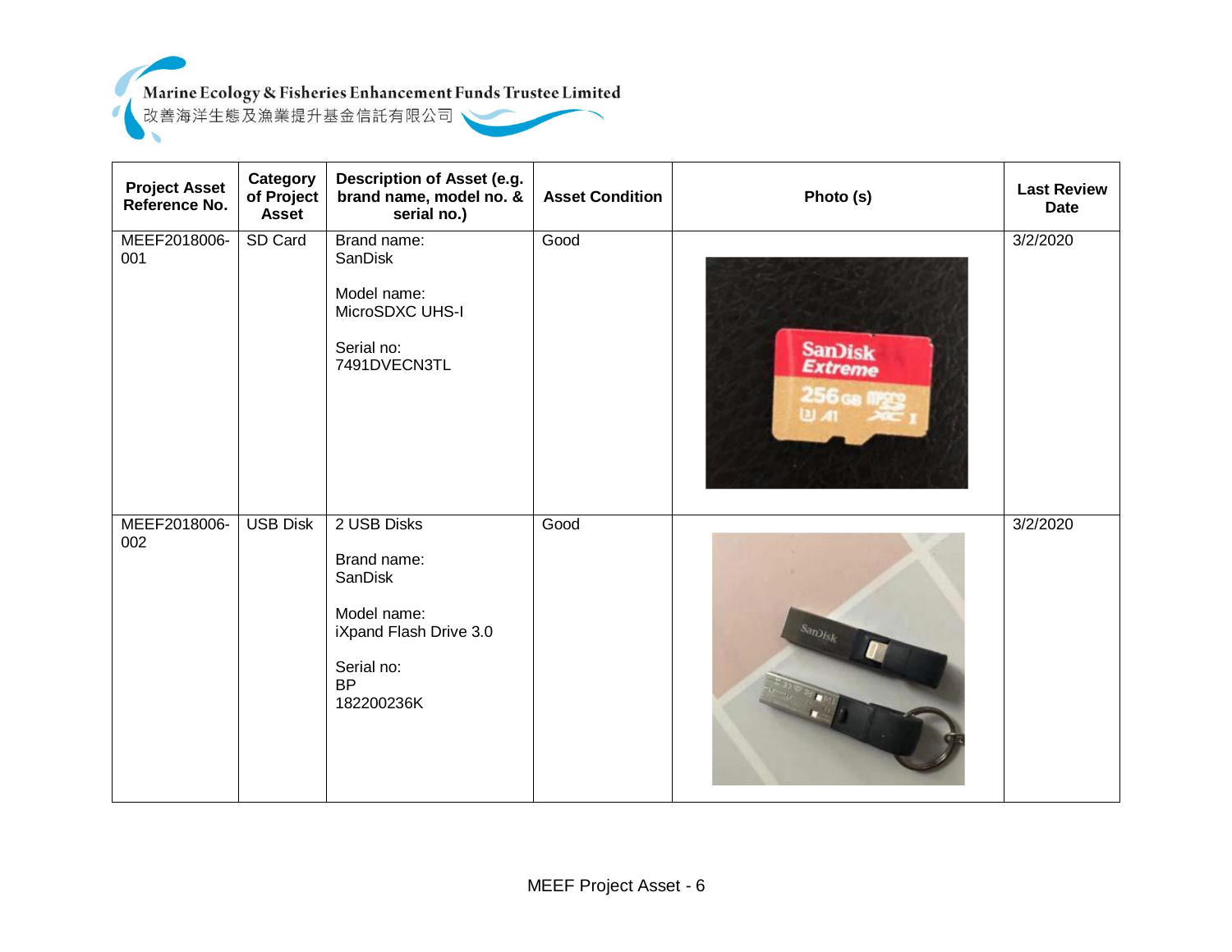| Project Asset Reference No. | Category of Project Asset | Description of Asset (e.g. brand name, model no. & serial no.) | Asset Condition | Photo (s) | Last Review Date |
|---|---|---|---|---|---|
| MEEF2018006-001 | SD Card | Brand name: SanDisk<br><br>Model name: MicroSDXC UHS-I<br><br>Serial no: 7491DVECN3TL | Good | | 3/2/2020 |
| MEEF2018006-002 | USB Disk | 2 USB Disks<br><br>Brand name: SanDisk<br><br>Model name: iXpand Flash Drive 3.0<br><br>Serial no: BP 182200236K | Good | | 3/2/2020 |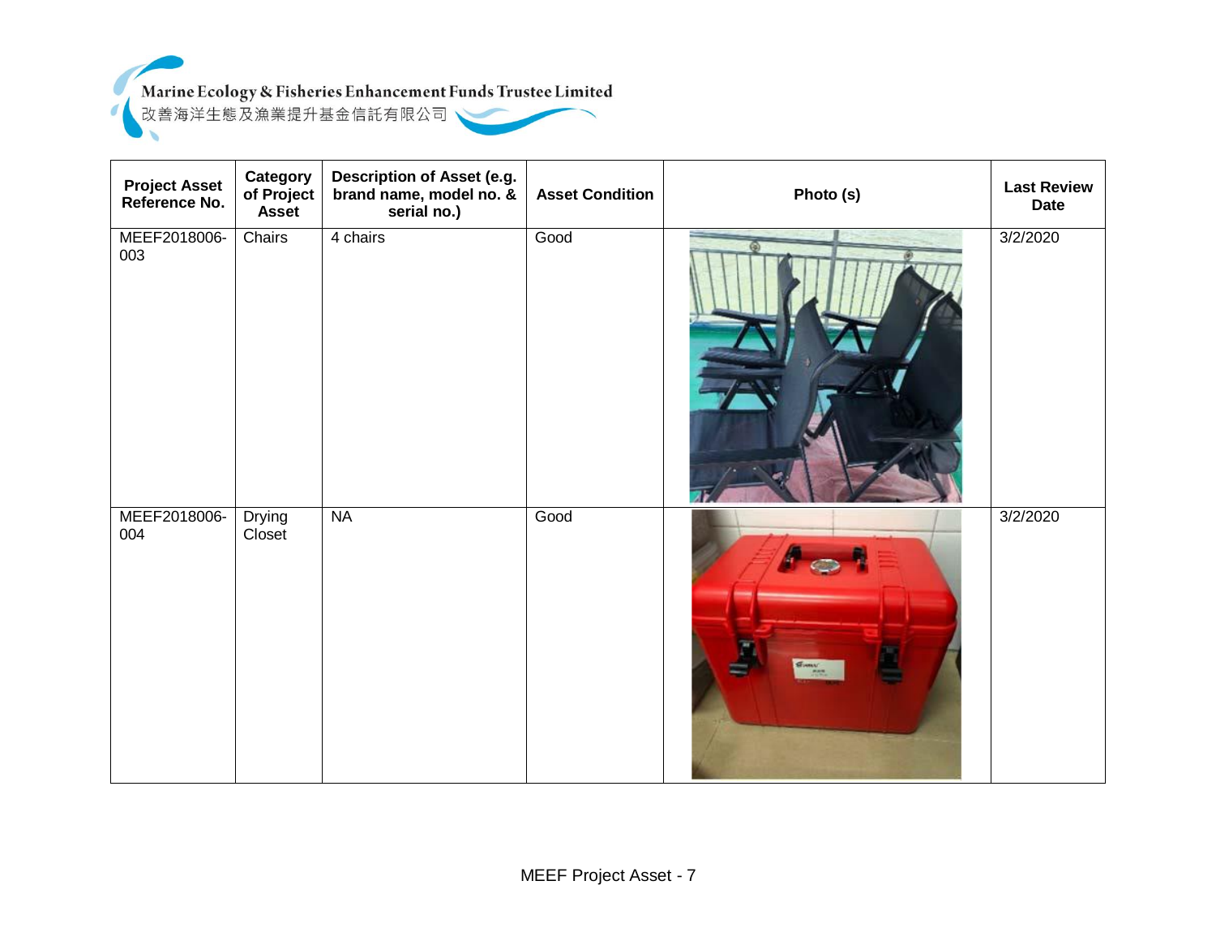| Project Asset Reference No. | Category of Project Asset | Description of Asset (e.g. brand name, model no. & serial no.) | Asset Condition | Photo (s) | Last Review Date |
|---|---|---|---|---|---|
| MEEF2018006-003 | Chairs | 4 chairs | Good | | 3/2/2020 |
| MEEF2018006-004 | Drying Closet | NA | Good | | 3/2/2020 |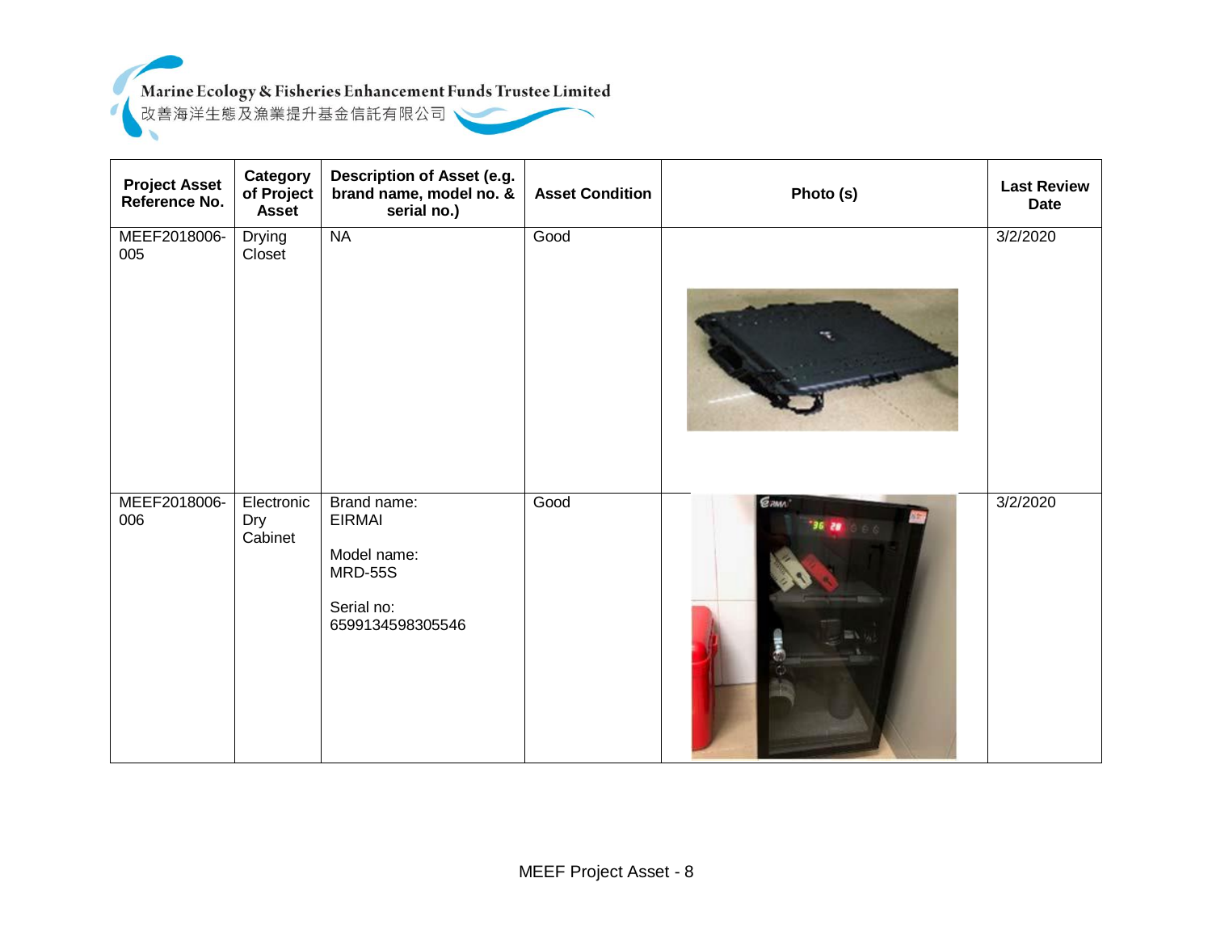| Project Asset Reference No. | Category of Project Asset | Description of Asset (e.g. brand name, model no. & serial no.) | Asset Condition | Photo (s) | Last Review Date |
|---|---|---|---|---|---|
| MEEF2018006-005 | Drying Closet | NA | Good | | 3/2/2020 |
| MEEF2018006-006 | Electronic Dry Cabinet | Brand name: EIRMAI<br><br>Model name: MRD-55S<br><br>Serial no: 6599134598305546 | Good | | 3/2/2020 |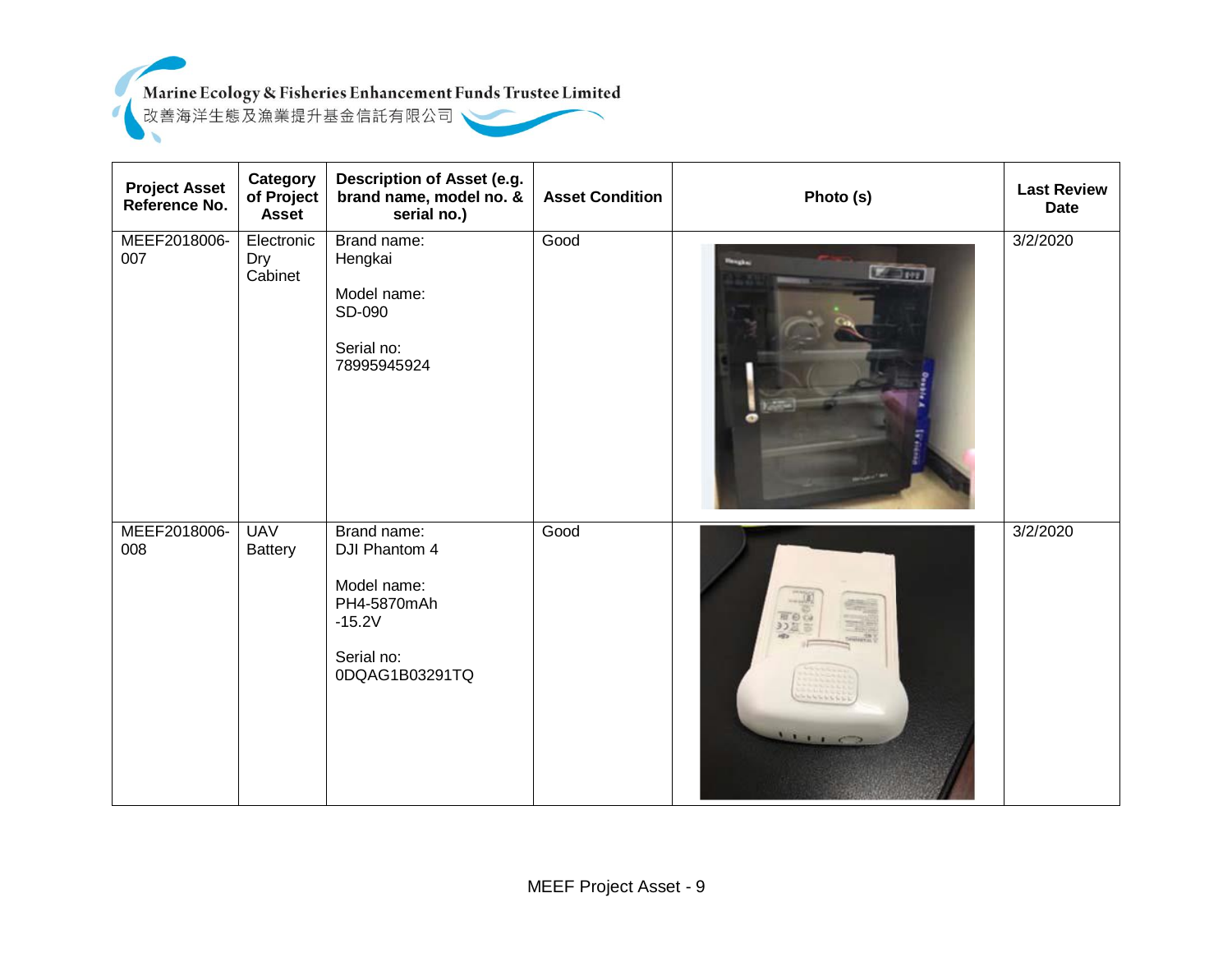| Project Asset Reference No. | Category of Project Asset | Description of Asset (e.g. brand name, model no. & serial no.) | Asset Condition | Photo (s) | Last Review Date |
|---|---|---|---|---|---|
| MEEF2018006-007 | Electronic Dry Cabinet | Brand name: Hengkai<br><br>Model name: SD-090<br><br>Serial no: 78995945924 | Good | | 3/2/2020 |
| MEEF2018006-008 | UAV Battery | Brand name: DJI Phantom 4<br><br>Model name: PH4-5870mAh -15.2V<br><br>Serial no: 0DQAG1B03291TQ | Good | | 3/2/2020 |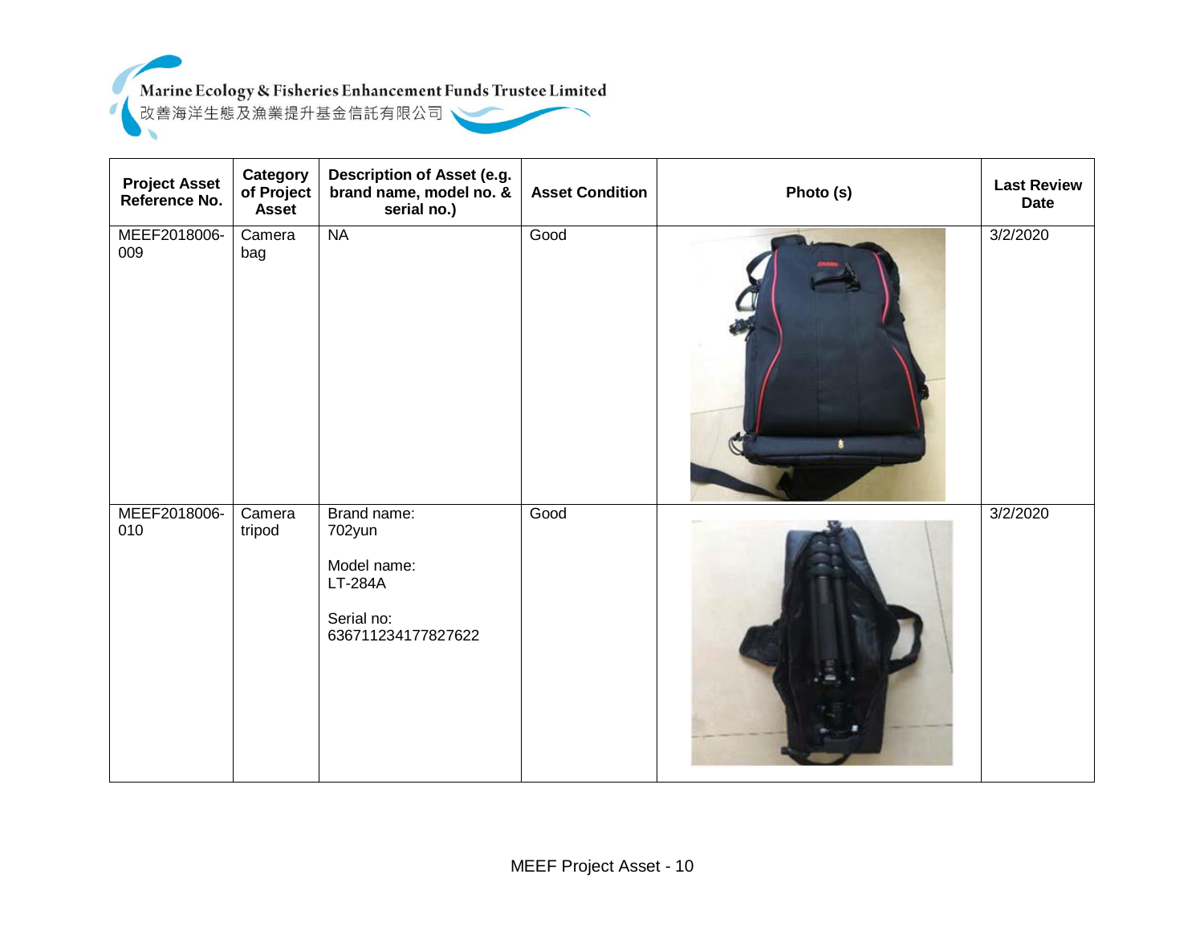| Project Asset Reference No. | Category of Project Asset | Description of Asset (e.g. brand name, model no. & serial no.) | Asset Condition | Photo (s) | Last Review Date |
|---|---|---|---|---|---|
| MEEF2018006-009 | Camera bag | NA | Good | | 3/2/2020 |
| MEEF2018006-010 | Camera tripod | Brand name: 702yun<br><br>Model name: LT-284A<br><br>Serial no: 636711234177827622 | Good | | 3/2/2020 |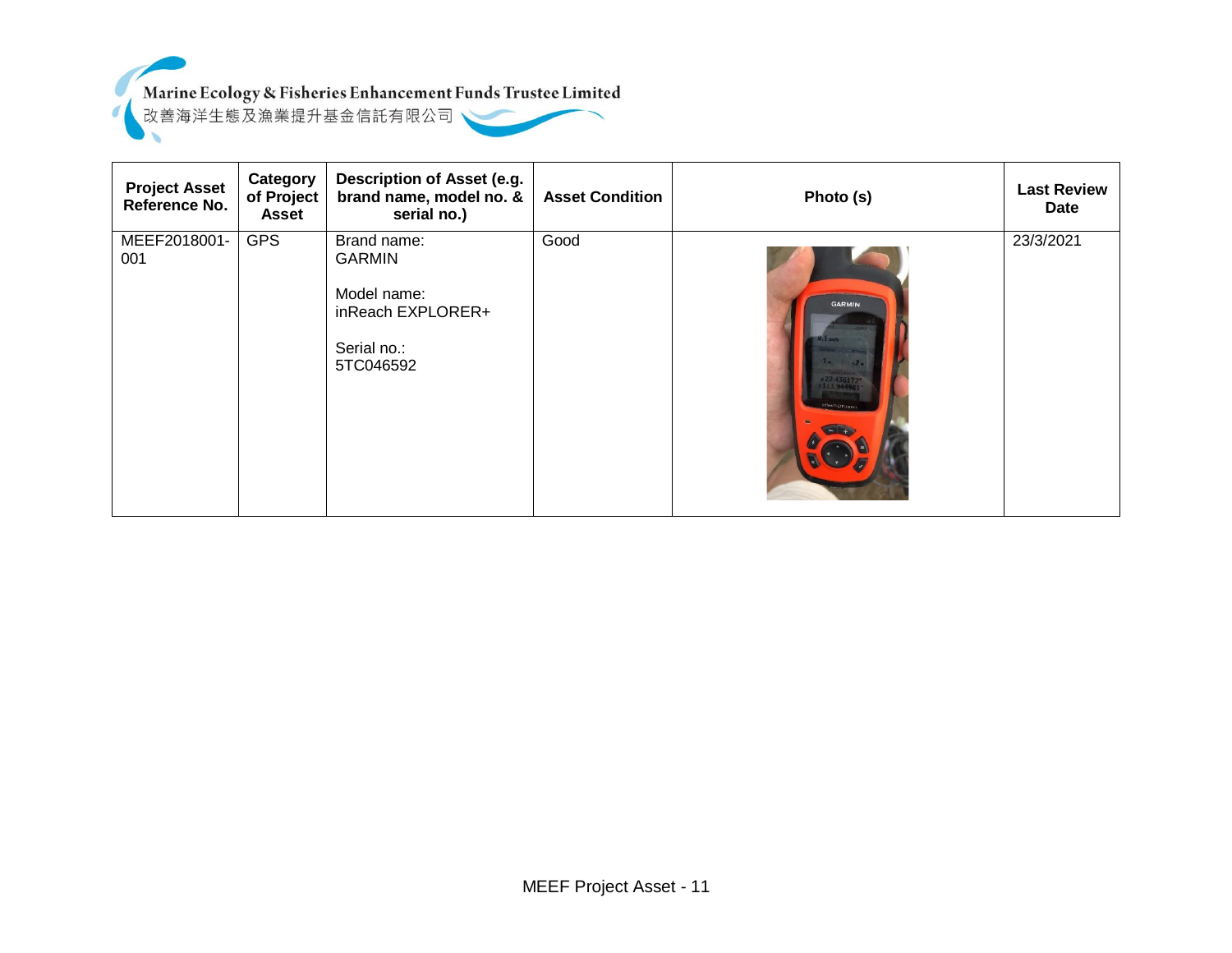| Project Asset Reference No. | Category of Project Asset | Description of Asset (e.g. brand name, model no. & serial no.) | Asset Condition | Photo (s) | Last Review Date |
|---|---|---|---|---|---|
| MEEF2018001-001 | GPS | Brand name: GARMIN<br><br>Model name: inReach EXPLORER+<br><br>Serial no.: 5TC046592 | Good | | 23/3/2021 |